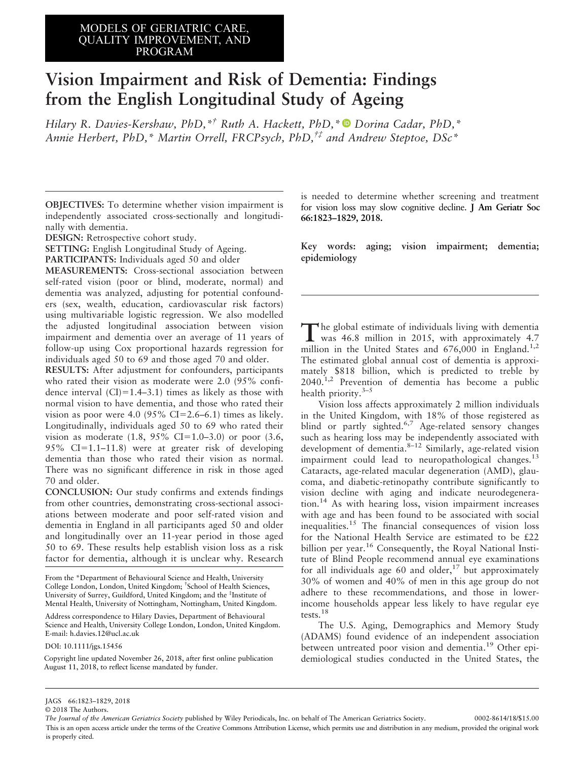MODELS OF GERIATRIC CARE, QUALITY IMPROVEMENT, AND PROGRAM

# Vision Impairment and Risk of Dementia: Findings from the English Longitudinal Study of Ageing

*Hilary R. Davies-Kershaw, PhD,*[*†] Ruth A. Hackett, PhD,*[*] Dorina Cadar, PhD,*[*] Annie Herbert, PhD,*[*] Martin Orrell, FRCPsych, PhD,*[†‡] and Andrew Steptoe, DSc*[*]

**OBJECTIVES:** To determine whether vision impairment is independently associated cross-sectionally and longitudinally with dementia.

**DESIGN:** Retrospective cohort study.

**SETTING:** English Longitudinal Study of Ageing.

**PARTICIPANTS:** Individuals aged 50 and older

**MEASUREMENTS:** Cross-sectional association between self-rated vision (poor or blind, moderate, normal) and dementia was analyzed, adjusting for potential confounders (sex, wealth, education, cardiovascular risk factors) using multivariable logistic regression. We also modelled the adjusted longitudinal association between vision impairment and dementia over an average of 11 years of follow-up using Cox proportional hazards regression for individuals aged 50 to 69 and those aged 70 and older.

**RESULTS:** After adjustment for confounders, participants who rated their vision as moderate were 2.0 (95% confidence interval (CI)=1.4–3.1) times as likely as those with normal vision to have dementia, and those who rated their vision as poor were 4.0 (95% CI=2.6–6.1) times as likely. Longitudinally, individuals aged 50 to 69 who rated their vision as moderate (1.8, 95% CI=1.0–3.0) or poor (3.6, 95% CI=1.1–11.8) were at greater risk of developing dementia than those who rated their vision as normal. There was no significant difference in risk in those aged 70 and older.

**CONCLUSION:** Our study confirms and extends findings from other countries, demonstrating cross-sectional associations between moderate and poor self-rated vision and dementia in England in all participants aged 50 and older and longitudinally over an 11-year period in those aged 50 to 69. These results help establish vision loss as a risk factor for dementia, although it is unclear why. Research is needed to determine whether screening and treatment for vision loss may slow cognitive decline. **J Am Geriatr Soc 66:1823–1829, 2018.**

**Key words:** aging; vision impairment; dementia; epidemiology

From the *Department of Behavioural Science and Health, University College London, London, United Kingdom; †School of Health Sciences, University of Surrey, Guildford, United Kingdom; and the ‡Institute of Mental Health, University of Nottingham, Nottingham, United Kingdom.

Address correspondence to Hilary Davies, Department of Behavioural Science and Health, University College London, London, United Kingdom. E-mail: h.davies.12@ucl.ac.uk

DOI: 10.1111/jgs.15456

Copyright line updated November 26, 2018, after first online publication August 11, 2018, to reflect license mandated by funder.

The global estimate of individuals living with dementia was 46.8 million in 2015, with approximately 4.7 million in the United States and 676,000 in England.[1,2] The estimated global annual cost of dementia is approximately $818 billion, which is predicted to treble by 2040.[1,2] Prevention of dementia has become a public health priority.[3–5]

Vision loss affects approximately 2 million individuals in the United Kingdom, with 18% of those registered as blind or partly sighted.[6,7] Age-related sensory changes such as hearing loss may be independently associated with development of dementia.[8–12] Similarly, age-related vision impairment could lead to neuropathological changes.[13] Cataracts, age-related macular degeneration (AMD), glaucoma, and diabetic-retinopathy contribute significantly to vision decline with aging and indicate neurodegeneration.[14] As with hearing loss, vision impairment increases with age and has been found to be associated with social inequalities.[15] The financial consequences of vision loss for the National Health Service are estimated to be £22 billion per year.[16] Consequently, the Royal National Institute of Blind People recommend annual eye examinations for all individuals age 60 and older,[17] but approximately 30% of women and 40% of men in this age group do not adhere to these recommendations, and those in lower-income households appear less likely to have regular eye tests.[18]

The U.S. Aging, Demographics and Memory Study (ADAMS) found evidence of an independent association between untreated poor vision and dementia.[19] Other epidemiological studies conducted in the United States, the

© 2018 The Authors.

*The Journal of the American Geriatrics Society* published by Wiley Periodicals, Inc. on behalf of The American Geriatrics Society. 0002-8614/18/$15.00

This is an open access article under the terms of the Creative Commons Attribution License, which permits use and distribution in any medium, provided the original work is properly cited.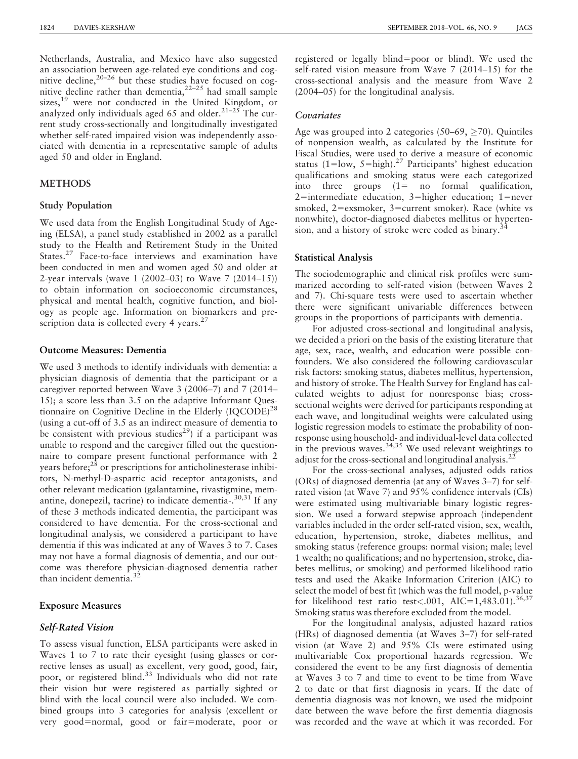Netherlands, Australia, and Mexico have also suggested an association between age-related eye conditions and cognitive decline,[20–26] but these studies have focused on cognitive decline rather than dementia,[22–25] had small sample sizes,[19] were not conducted in the United Kingdom, or analyzed only individuals aged 65 and older.[21–25] The current study cross-sectionally and longitudinally investigated whether self-rated impaired vision was independently associated with dementia in a representative sample of adults aged 50 and older in England.

## METHODS

### Study Population

We used data from the English Longitudinal Study of Ageing (ELSA), a panel study established in 2002 as a parallel study to the Health and Retirement Study in the United States.[27] Face-to-face interviews and examination have been conducted in men and women aged 50 and older at 2-year intervals (wave 1 (2002–03) to Wave 7 (2014–15)) to obtain information on socioeconomic circumstances, physical and mental health, cognitive function, and biology as people age. Information on biomarkers and prescription data is collected every 4 years.[27]

### Outcome Measures: Dementia

We used 3 methods to identify individuals with dementia: a physician diagnosis of dementia that the participant or a caregiver reported between Wave 3 (2006–7) and 7 (2014–15); a score less than 3.5 on the adaptive Informant Questionnaire on Cognitive Decline in the Elderly (IQCODE)[28] (using a cut-off of 3.5 as an indirect measure of dementia to be consistent with previous studies[29]) if a participant was unable to respond and the caregiver filled out the questionnaire to compare present functional performance with 2 years before;[28] or prescriptions for anticholinesterase inhibitors, N-methyl-D-aspartic acid receptor antagonists, and other relevant medication (galantamine, rivastigmine, memantine, donepezil, tacrine) to indicate dementia-.[30,31] If any of these 3 methods indicated dementia, the participant was considered to have dementia. For the cross-sectional and longitudinal analysis, we considered a participant to have dementia if this was indicated at any of Waves 3 to 7. Cases may not have a formal diagnosis of dementia, and our outcome was therefore physician-diagnosed dementia rather than incident dementia.[32]

### Exposure Measures

#### *Self-Rated Vision*

To assess visual function, ELSA participants were asked in Waves 1 to 7 to rate their eyesight (using glasses or corrective lenses as usual) as excellent, very good, good, fair, poor, or registered blind.[33] Individuals who did not rate their vision but were registered as partially sighted or blind with the local council were also included. We combined groups into 3 categories for analysis (excellent or very good=normal, good or fair=moderate, poor or registered or legally blind=poor or blind). We used the self-rated vision measure from Wave 7 (2014–15) for the cross-sectional analysis and the measure from Wave 2 (2004–05) for the longitudinal analysis.

#### *Covariates*

Age was grouped into 2 categories (50–69, $\geq$70). Quintiles of nonpension wealth, as calculated by the Institute for Fiscal Studies, were used to derive a measure of economic status (1=low, 5=high).[27] Participants' highest education qualifications and smoking status were each categorized into three groups (1= no formal qualification, 2=intermediate education, 3=higher education; 1=never smoked, 2=exsmoker, 3=current smoker). Race (white vs nonwhite), doctor-diagnosed diabetes mellitus or hypertension, and a history of stroke were coded as binary.[34]

### Statistical Analysis

The sociodemographic and clinical risk profiles were summarized according to self-rated vision (between Waves 2 and 7). Chi-square tests were used to ascertain whether there were significant univariable differences between groups in the proportions of participants with dementia.

For adjusted cross-sectional and longitudinal analysis, we decided a priori on the basis of the existing literature that age, sex, race, wealth, and education were possible confounders. We also considered the following cardiovascular risk factors: smoking status, diabetes mellitus, hypertension, and history of stroke. The Health Survey for England has calculated weights to adjust for nonresponse bias; cross-sectional weights were derived for participants responding at each wave, and longitudinal weights were calculated using logistic regression models to estimate the probability of nonresponse using household- and individual-level data collected in the previous waves.[34,35] We used relevant weightings to adjust for the cross-sectional and longitudinal analysis.[22]

For the cross-sectional analyses, adjusted odds ratios (ORs) of diagnosed dementia (at any of Waves 3–7) for self-rated vision (at Wave 7) and 95% confidence intervals (CIs) were estimated using multivariable binary logistic regression. We used a forward stepwise approach (independent variables included in the order self-rated vision, sex, wealth, education, hypertension, stroke, diabetes mellitus, and smoking status (reference groups: normal vision; male; level 1 wealth; no qualifications; and no hypertension, stroke, diabetes mellitus, or smoking) and performed likelihood ratio tests and used the Akaike Information Criterion (AIC) to select the model of best fit (which was the full model, p-value for likelihood test ratio test<.001, AIC=1,483.01).[36,37] Smoking status was therefore excluded from the model.

For the longitudinal analysis, adjusted hazard ratios (HRs) of diagnosed dementia (at Waves 3–7) for self-rated vision (at Wave 2) and 95% CIs were estimated using multivariable Cox proportional hazards regression. We considered the event to be any first diagnosis of dementia at Waves 3 to 7 and time to event to be time from Wave 2 to date or that first diagnosis in years. If the date of dementia diagnosis was not known, we used the midpoint date between the wave before the first dementia diagnosis was recorded and the wave at which it was recorded. For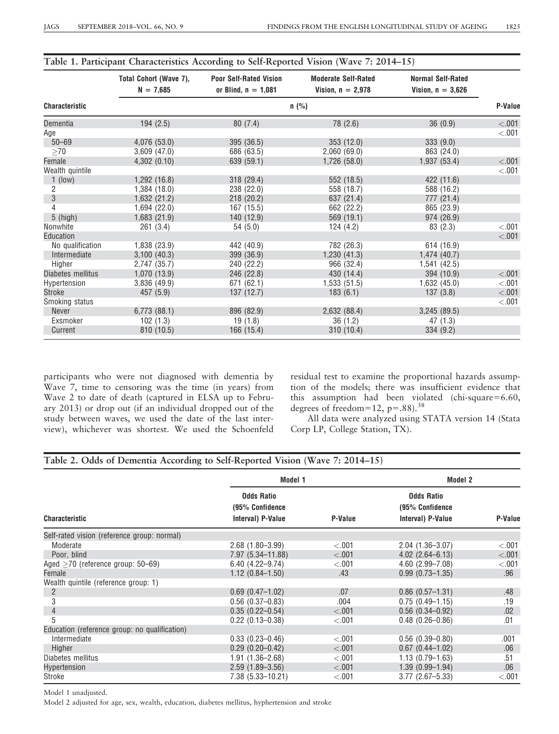**Table 1. Participant Characteristics According to Self-Reported Vision (Wave 7: 2014–15)**

| Characteristic | Total Cohort (Wave 7), N = 7,685 | Poor Self-Rated Vision or Blind, n = 1,081 | Moderate Self-Rated Vision, n = 2,978 | Normal Self-Rated Vision, n = 3,626 | P-Value |
|---|---|---|---|---|---|
| | n (%) | | | | |
| Dementia | 194 (2.5) | 80 (7.4) | 78 (2.6) | 36 (0.9) | <.001 |
| Age | | | | | <.001 |
| 50–69 | 4,076 (53.0) | 395 (36.5) | 353 (12.0) | 333 (9.0) | |
| ≥70 | 3,609 (47.0) | 686 (63.5) | 2,060 (69.0) | 863 (24.0) | |
| Female | 4,302 (0.10) | 639 (59.1) | 1,726 (58.0) | 1,937 (53.4) | <.001 |
| Wealth quintile | | | | | <.001 |
| 1 (low) | 1,292 (16.8) | 318 (29.4) | 552 (18.5) | 422 (11.6) | |
| 2 | 1,384 (18.0) | 238 (22.0) | 558 (18.7) | 588 (16.2) | |
| 3 | 1,632 (21.2) | 218 (20.2) | 637 (21.4) | 777 (21.4) | |
| 4 | 1,694 (22.0) | 167 (15.5) | 662 (22.2) | 865 (23.9) | |
| 5 (high) | 1,683 (21.9) | 140 (12.9) | 569 (19.1) | 974 (26.9) | |
| Nonwhite | 261 (3.4) | 54 (5.0) | 124 (4.2) | 83 (2.3) | <.001 |
| Education | | | | | <.001 |
| No qualification | 1,838 (23.9) | 442 (40.9) | 782 (26.3) | 614 (16.9) | |
| Intermediate | 3,100 (40.3) | 399 (36.9) | 1,230 (41.3) | 1,474 (40.7) | |
| Higher | 2,747 (35.7) | 240 (22.2) | 966 (32.4) | 1,541 (42.5) | |
| Diabetes mellitus | 1,070 (13.9) | 246 (22.8) | 430 (14.4) | 394 (10.9) | <.001 |
| Hypertension | 3,836 (49.9) | 671 (62.1) | 1,533 (51.5) | 1,632 (45.0) | <.001 |
| Stroke | 457 (5.9) | 137 (12.7) | 183 (6.1) | 137 (3.8) | <.001 |
| Smoking status | | | | | <.001 |
| Never | 6,773 (88.1) | 896 (82.9) | 2,632 (88.4) | 3,245 (89.5) | |
| Exsmoker | 102 (1.3) | 19 (1.8) | 36 (1.2) | 47 (1.3) | |
| Current | 810 (10.5) | 166 (15.4) | 310 (10.4) | 334 (9.2) | |

participants who were not diagnosed with dementia by Wave 7, time to censoring was the time (in years) from Wave 2 to date of death (captured in ELSA up to February 2013) or drop out (if an individual dropped out of the study between waves, we used the date of the last interview), whichever was shortest. We used the Schoenfeld residual test to examine the proportional hazards assumption of the models; there was insufficient evidence that this assumption had been violated (chi-square=6.60, degrees of freedom=12, p=.88).[38]

All data were analyzed using STATA version 14 (Stata Corp LP, College Station, TX).

**Table 2. Odds of Dementia According to Self-Reported Vision (Wave 7: 2014–15)**

| Characteristic | Model 1 | | Model 2 | |
|---|---|---|---|---|
| | Odds Ratio (95% Confidence Interval) P-Value | P-Value | Odds Ratio (95% Confidence Interval) P-Value | P-Value |
| Self-rated vision (reference group: normal) | | | | |
| Moderate | 2.68 (1.80–3.99) | <.001 | 2.04 (1.36–3.07) | <.001 |
| Poor, blind | 7.97 (5.34–11.88) | <.001 | 4.02 (2.64–6.13) | <.001 |
| Aged ≥70 (reference group: 50–69) | 6.40 (4.22–9.74) | <.001 | 4.60 (2.99–7.08) | <.001 |
| Female | 1.12 (0.84–1.50) | .43 | 0.99 (0.73–1.35) | .96 |
| Wealth quintile (reference group: 1) | | | | |
| 2 | 0.69 (0.47–1.02) | .07 | 0.86 (0.57–1.31) | .48 |
| 3 | 0.56 (0.37–0.83) | .004 | 0.75 (0.49–1.15) | .19 |
| 4 | 0.35 (0.22–0.54) | <.001 | 0.56 (0.34–0.92) | .02 |
| 5 | 0.22 (0.13–0.38) | <.001 | 0.48 (0.26–0.86) | .01 |
| Education (reference group: no qualification) | | | | |
| Intermediate | 0.33 (0.23–0.46) | <.001 | 0.56 (0.39–0.80) | .001 |
| Higher | 0.29 (0.20–0.42) | <.001 | 0.67 (0.44–1.02) | .06 |
| Diabetes mellitus | 1.91 (1.36–2.68) | <.001 | 1.13 (0.79–1.63) | .51 |
| Hypertension | 2.59 (1.89–3.56) | <.001 | 1.39 (0.99–1.94) | .06 |
| Stroke | 7.38 (5.33–10.21) | <.001 | 3.77 (2.67–5.33) | <.001 |

Model 1 unadjusted.

Model 2 adjusted for age, sex, wealth, education, diabetes mellitus, hyphertension and stroke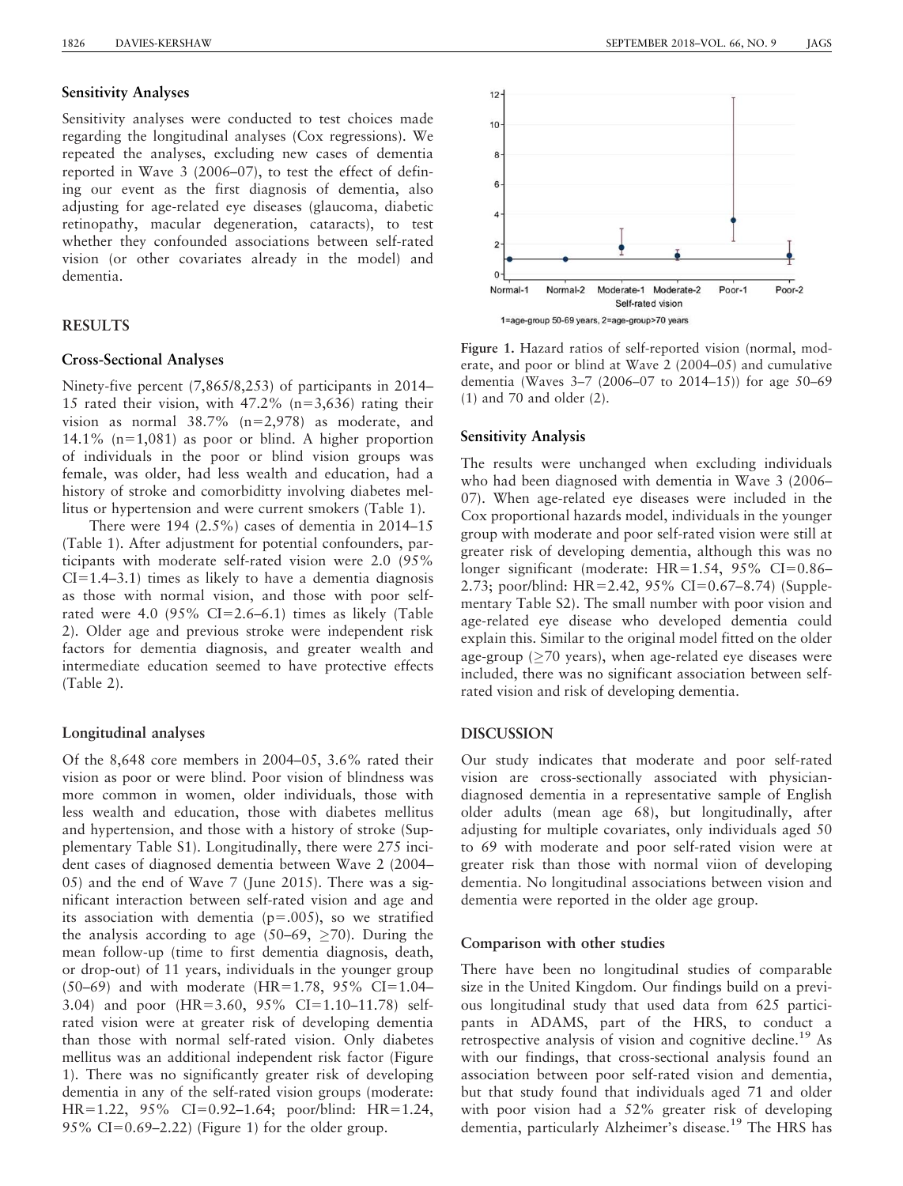### Sensitivity Analyses

Sensitivity analyses were conducted to test choices made regarding the longitudinal analyses (Cox regressions). We repeated the analyses, excluding new cases of dementia reported in Wave 3 (2006–07), to test the effect of defining our event as the first diagnosis of dementia, also adjusting for age-related eye diseases (glaucoma, diabetic retinopathy, macular degeneration, cataracts), to test whether they confounded associations between self-rated vision (or other covariates already in the model) and dementia.

## RESULTS

### Cross-Sectional Analyses

Ninety-five percent (7,865/8,253) of participants in 2014–15 rated their vision, with 47.2% (n=3,636) rating their vision as normal 38.7% (n=2,978) as moderate, and 14.1% (n=1,081) as poor or blind. A higher proportion of individuals in the poor or blind vision groups was female, was older, had less wealth and education, had a history of stroke and comorbiditty involving diabetes mellitus or hypertension and were current smokers (Table 1).

There were 194 (2.5%) cases of dementia in 2014–15 (Table 1). After adjustment for potential confounders, participants with moderate self-rated vision were 2.0 (95% CI=1.4–3.1) times as likely to have a dementia diagnosis as those with normal vision, and those with poor self-rated were 4.0 (95% CI=2.6–6.1) times as likely (Table 2). Older age and previous stroke were independent risk factors for dementia diagnosis, and greater wealth and intermediate education seemed to have protective effects (Table 2).

### Longitudinal analyses

Of the 8,648 core members in 2004–05, 3.6% rated their vision as poor or were blind. Poor vision of blindness was more common in women, older individuals, those with less wealth and education, those with diabetes mellitus and hypertension, and those with a history of stroke (Supplementary Table S1). Longitudinally, there were 275 incident cases of diagnosed dementia between Wave 2 (2004–05) and the end of Wave 7 (June 2015). There was a significant interaction between self-rated vision and age and its association with dementia ($p$=.005), so we stratified the analysis according to age (50–69, ≥70). During the mean follow-up (time to first dementia diagnosis, death, or drop-out) of 11 years, individuals in the younger group (50–69) and with moderate (HR=1.78, 95% CI=1.04–3.04) and poor (HR=3.60, 95% CI=1.10–11.78) self-rated vision were at greater risk of developing dementia than those with normal self-rated vision. Only diabetes mellitus was an additional independent risk factor (Figure 1). There was no significantly greater risk of developing dementia in any of the self-rated vision groups (moderate: HR=1.22, 95% CI=0.92–1.64; poor/blind: HR=1.24, 95% CI=0.69–2.22) (Figure 1) for the older group.

Figure 1. Hazard ratios of self-reported vision (normal, moderate, and poor or blind at Wave 2 (2004–05) and cumulative dementia (Waves 3–7 (2006–07 to 2014–15)) for age 50–69 (1) and 70 and older (2).

### Sensitivity Analysis

The results were unchanged when excluding individuals who had been diagnosed with dementia in Wave 3 (2006–07). When age-related eye diseases were included in the Cox proportional hazards model, individuals in the younger group with moderate and poor self-rated vision were still at greater risk of developing dementia, although this was no longer significant (moderate: HR=1.54, 95% CI=0.86–2.73; poor/blind: HR=2.42, 95% CI=0.67–8.74) (Supplementary Table S2). The small number with poor vision and age-related eye disease who developed dementia could explain this. Similar to the original model fitted on the older age-group (≥70 years), when age-related eye diseases were included, there was no significant association between self-rated vision and risk of developing dementia.

## DISCUSSION

Our study indicates that moderate and poor self-rated vision are cross-sectionally associated with physician-diagnosed dementia in a representative sample of English older adults (mean age 68), but longitudinally, after adjusting for multiple covariates, only individuals aged 50 to 69 with moderate and poor self-rated vision were at greater risk than those with normal viion of developing dementia. No longitudinal associations between vision and dementia were reported in the older age group.

### Comparison with other studies

There have been no longitudinal studies of comparable size in the United Kingdom. Our findings build on a previous longitudinal study that used data from 625 participants in ADAMS, part of the HRS, to conduct a retrospective analysis of vision and cognitive decline.[19] As with our findings, that cross-sectional analysis found an association between poor self-rated vision and dementia, but that study found that individuals aged 71 and older with poor vision had a 52% greater risk of developing dementia, particularly Alzheimer's disease.[19] The HRS has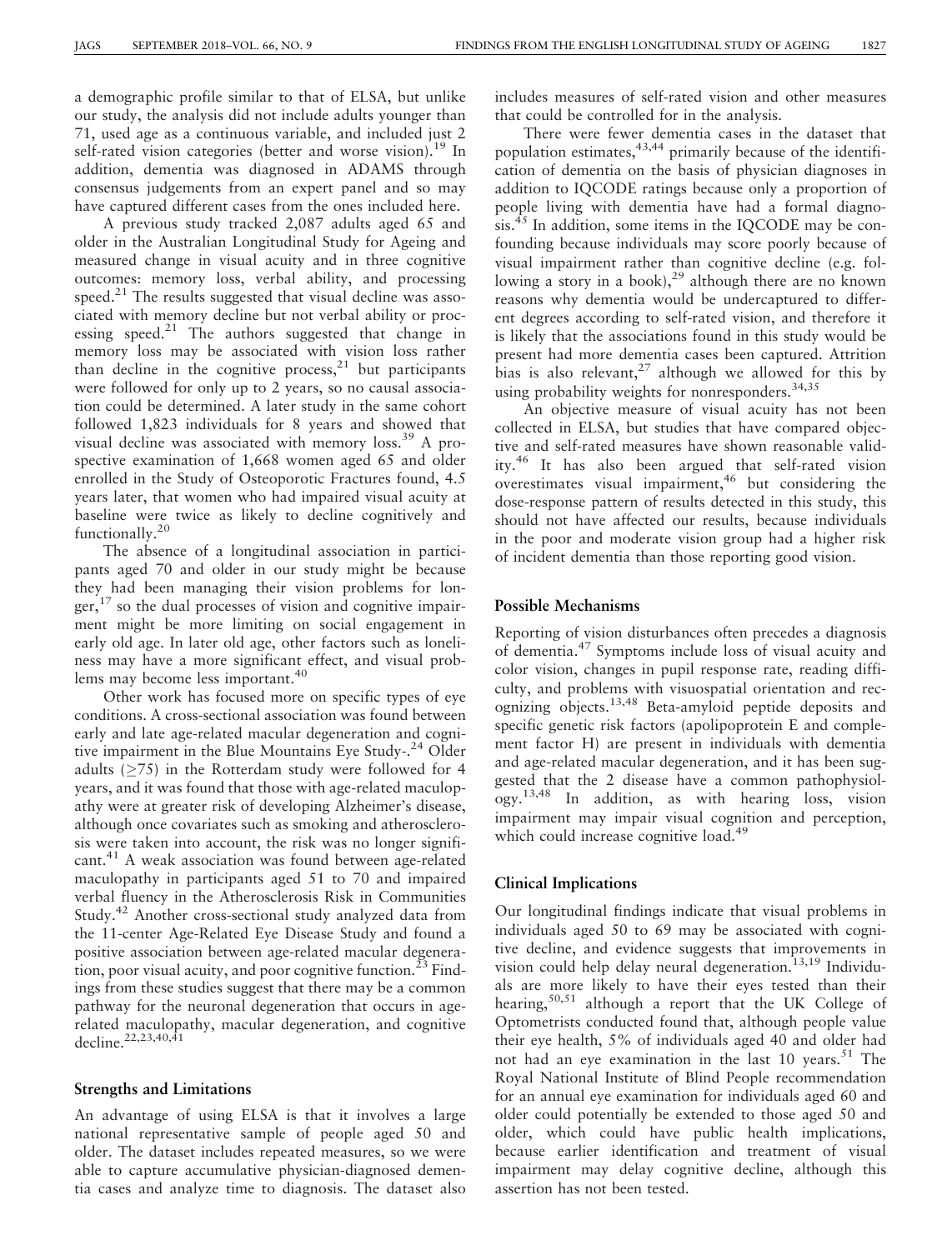a demographic profile similar to that of ELSA, but unlike our study, the analysis did not include adults younger than 71, used age as a continuous variable, and included just 2 self-rated vision categories (better and worse vision).[19] In addition, dementia was diagnosed in ADAMS through consensus judgements from an expert panel and so may have captured different cases from the ones included here.

A previous study tracked 2,087 adults aged 65 and older in the Australian Longitudinal Study for Ageing and measured change in visual acuity and in three cognitive outcomes: memory loss, verbal ability, and processing speed.[21] The results suggested that visual decline was associated with memory decline but not verbal ability or processing speed.[21] The authors suggested that change in memory loss may be associated with vision loss rather than decline in the cognitive process,[21] but participants were followed for only up to 2 years, so no causal association could be determined. A later study in the same cohort followed 1,823 individuals for 8 years and showed that visual decline was associated with memory loss.[39] A prospective examination of 1,668 women aged 65 and older enrolled in the Study of Osteoporotic Fractures found, 4.5 years later, that women who had impaired visual acuity at baseline were twice as likely to decline cognitively and functionally.[20]

The absence of a longitudinal association in participants aged 70 and older in our study might be because they had been managing their vision problems for longer,[17] so the dual processes of vision and cognitive impairment might be more limiting on social engagement in early old age. In later old age, other factors such as loneliness may have a more significant effect, and visual problems may become less important.[40]

Other work has focused more on specific types of eye conditions. A cross-sectional association was found between early and late age-related macular degeneration and cognitive impairment in the Blue Mountains Eye Study-.[24] Older adults (≥75) in the Rotterdam study were followed for 4 years, and it was found that those with age-related maculopathy were at greater risk of developing Alzheimer's disease, although once covariates such as smoking and atherosclerosis were taken into account, the risk was no longer significant.[41] A weak association was found between age-related maculopathy in participants aged 51 to 70 and impaired verbal fluency in the Atherosclerosis Risk in Communities Study.[42] Another cross-sectional study analyzed data from the 11-center Age-Related Eye Disease Study and found a positive association between age-related macular degeneration, poor visual acuity, and poor cognitive function.[23] Findings from these studies suggest that there may be a common pathway for the neuronal degeneration that occurs in age-related maculopathy, macular degeneration, and cognitive decline.[22,23,40,41]

### Strengths and Limitations

An advantage of using ELSA is that it involves a large national representative sample of people aged 50 and older. The dataset includes repeated measures, so we were able to capture accumulative physician-diagnosed dementia cases and analyze time to diagnosis. The dataset also includes measures of self-rated vision and other measures that could be controlled for in the analysis.

There were fewer dementia cases in the dataset that population estimates,[43,44] primarily because of the identification of dementia on the basis of physician diagnoses in addition to IQCODE ratings because only a proportion of people living with dementia have had a formal diagnosis.[45] In addition, some items in the IQCODE may be confounding because individuals may score poorly because of visual impairment rather than cognitive decline (e.g. following a story in a book),[29] although there are no known reasons why dementia would be undercaptured to different degrees according to self-rated vision, and therefore it is likely that the associations found in this study would be present had more dementia cases been captured. Attrition bias is also relevant,[27] although we allowed for this by using probability weights for nonresponders.[34,35]

An objective measure of visual acuity has not been collected in ELSA, but studies that have compared objective and self-rated measures have shown reasonable validity.[46] It has also been argued that self-rated vision overestimates visual impairment,[46] but considering the dose-response pattern of results detected in this study, this should not have affected our results, because individuals in the poor and moderate vision group had a higher risk of incident dementia than those reporting good vision.

### Possible Mechanisms

Reporting of vision disturbances often precedes a diagnosis of dementia.[47] Symptoms include loss of visual acuity and color vision, changes in pupil response rate, reading difficulty, and problems with visuospatial orientation and recognizing objects.[13,48] Beta-amyloid peptide deposits and specific genetic risk factors (apolipoprotein E and complement factor H) are present in individuals with dementia and age-related macular degeneration, and it has been suggested that the 2 disease have a common pathophysiology.[13,48] In addition, as with hearing loss, vision impairment may impair visual cognition and perception, which could increase cognitive load.[49]

### Clinical Implications

Our longitudinal findings indicate that visual problems in individuals aged 50 to 69 may be associated with cognitive decline, and evidence suggests that improvements in vision could help delay neural degeneration.[13,19] Individuals are more likely to have their eyes tested than their hearing,[50,51] although a report that the UK College of Optometrists conducted found that, although people value their eye health, 5% of individuals aged 40 and older had not had an eye examination in the last 10 years.[51] The Royal National Institute of Blind People recommendation for an annual eye examination for individuals aged 60 and older could potentially be extended to those aged 50 and older, which could have public health implications, because earlier identification and treatment of visual impairment may delay cognitive decline, although this assertion has not been tested.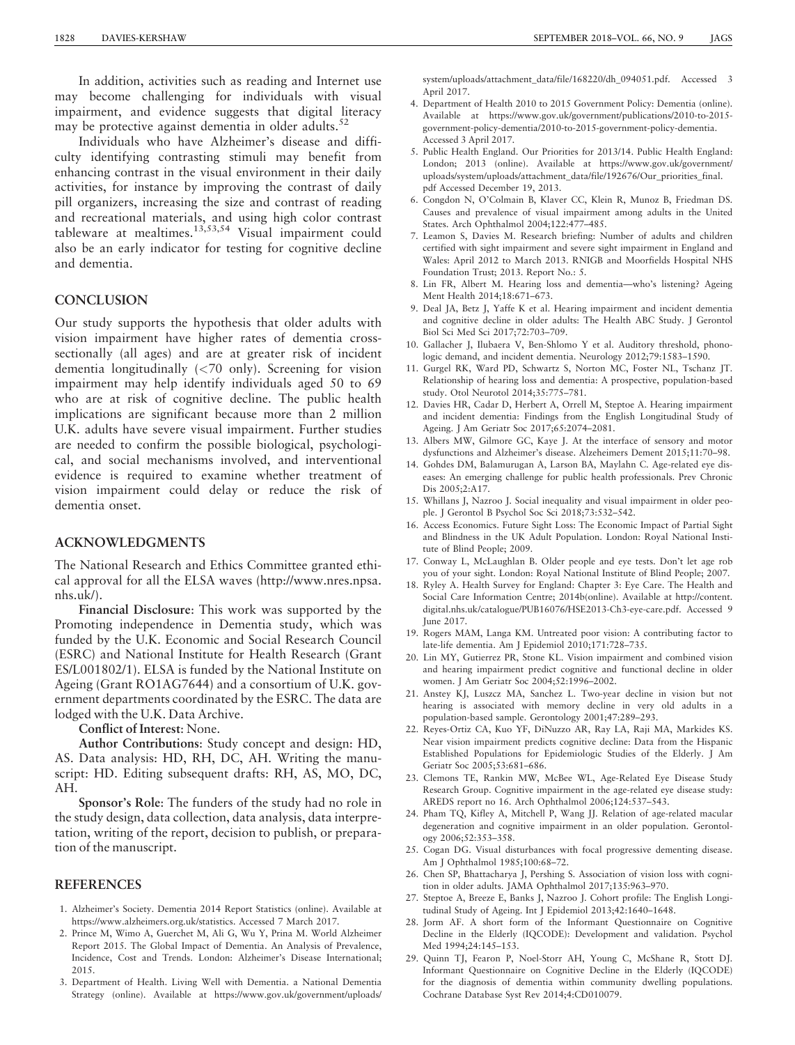In addition, activities such as reading and Internet use may become challenging for individuals with visual impairment, and evidence suggests that digital literacy may be protective against dementia in older adults.[52]

Individuals who have Alzheimer's disease and difficulty identifying contrasting stimuli may benefit from enhancing contrast in the visual environment in their daily activities, for instance by improving the contrast of daily pill organizers, increasing the size and contrast of reading and recreational materials, and using high color contrast tableware at mealtimes.[13,53,54] Visual impairment could also be an early indicator for testing for cognitive decline and dementia.

## CONCLUSION

Our study supports the hypothesis that older adults with vision impairment have higher rates of dementia cross-sectionally (all ages) and are at greater risk of incident dementia longitudinally (<70 only). Screening for vision impairment may help identify individuals aged 50 to 69 who are at risk of cognitive decline. The public health implications are significant because more than 2 million U.K. adults have severe visual impairment. Further studies are needed to confirm the possible biological, psychological, and social mechanisms involved, and interventional evidence is required to examine whether treatment of vision impairment could delay or reduce the risk of dementia onset.

## ACKNOWLEDGMENTS

The National Research and Ethics Committee granted ethical approval for all the ELSA waves (http://www.nres.npsa.nhs.uk/).

**Financial Disclosure**: This work was supported by the Promoting independence in Dementia study, which was funded by the U.K. Economic and Social Research Council (ESRC) and National Institute for Health Research (Grant ES/L001802/1). ELSA is funded by the National Institute on Ageing (Grant RO1AG7644) and a consortium of U.K. government departments coordinated by the ESRC. The data are lodged with the U.K. Data Archive.

**Conflict of Interest**: None.

**Author Contributions**: Study concept and design: HD, AS. Data analysis: HD, RH, DC, AH. Writing the manuscript: HD. Editing subsequent drafts: RH, AS, MO, DC, AH.

**Sponsor's Role**: The funders of the study had no role in the study design, data collection, data analysis, data interpretation, writing of the report, decision to publish, or preparation of the manuscript.

## REFERENCES

1. Alzheimer's Society. Dementia 2014 Report Statistics (online). Available at https://www.alzheimers.org.uk/statistics. Accessed 7 March 2017.
2. Prince M, Wimo A, Guerchet M, Ali G, Wu Y, Prina M. World Alzheimer Report 2015. The Global Impact of Dementia. An Analysis of Prevalence, Incidence, Cost and Trends. London: Alzheimer's Disease International; 2015.
3. Department of Health. Living Well with Dementia. a National Dementia Strategy (online). Available at https://www.gov.uk/government/uploads/system/uploads/attachment_data/file/168220/dh_094051.pdf. Accessed 3 April 2017.
4. Department of Health 2010 to 2015 Government Policy: Dementia (online). Available at https://www.gov.uk/government/publications/2010-to-2015-government-policy-dementia/2010-to-2015-government-policy-dementia. Accessed 3 April 2017.
5. Public Health England. Our Priorities for 2013/14. Public Health England: London; 2013 (online). Available at https://www.gov.uk/government/uploads/system/uploads/attachment_data/file/192676/Our_priorities_final.pdf Accessed December 19, 2013.
6. Congdon N, O'Colmain B, Klaver CC, Klein R, Munoz B, Friedman DS. Causes and prevalence of visual impairment among adults in the United States. Arch Ophthalmol 2004;122:477–485.
7. Leamon S, Davies M. Research briefing: Number of adults and children certified with sight impairment and severe sight impairment in England and Wales: April 2012 to March 2013. RNIGB and Moorfields Hospital NHS Foundation Trust; 2013. Report No.: 5.
8. Lin FR, Albert M. Hearing loss and dementia—who's listening? Ageing Ment Health 2014;18:671–673.
9. Deal JA, Betz J, Yaffe K et al. Hearing impairment and incident dementia and cognitive decline in older adults: The Health ABC Study. J Gerontol Biol Sci Med Sci 2017;72:703–709.
10. Gallacher J, Ilubaera V, Ben-Shlomo Y et al. Auditory threshold, phonologic demand, and incident dementia. Neurology 2012;79:1583–1590.
11. Gurgel RK, Ward PD, Schwartz S, Norton MC, Foster NL, Tschanz JT. Relationship of hearing loss and dementia: A prospective, population-based study. Otol Neurotol 2014;35:775–781.
12. Davies HR, Cadar D, Herbert A, Orrell M, Steptoe A. Hearing impairment and incident dementia: Findings from the English Longitudinal Study of Ageing. J Am Geriatr Soc 2017;65:2074–2081.
13. Albers MW, Gilmore GC, Kaye J. At the interface of sensory and motor dysfunctions and Alzheimer's disease. Alzeheimers Dement 2015;11:70–98.
14. Gohdes DM, Balamurugan A, Larson BA, Maylahn C. Age-related eye diseases: An emerging challenge for public health professionals. Prev Chronic Dis 2005;2:A17.
15. Whillans J, Nazroo J. Social inequality and visual impairment in older people. J Gerontol B Psychol Soc Sci 2018;73:532–542.
16. Access Economics. Future Sight Loss: The Economic Impact of Partial Sight and Blindness in the UK Adult Population. London: Royal National Institute of Blind People; 2009.
17. Conway L, McLaughlan B. Older people and eye tests. Don't let age rob you of your sight. London: Royal National Institute of Blind People; 2007.
18. Ryley A. Health Survey for England: Chapter 3: Eye Care. The Health and Social Care Information Centre; 2014b(online). Available at http://content.digital.nhs.uk/catalogue/PUB16076/HSE2013-Ch3-eye-care.pdf. Accessed 9 June 2017.
19. Rogers MAM, Langa KM. Untreated poor vision: A contributing factor to late-life dementia. Am J Epidemiol 2010;171:728–735.
20. Lin MY, Gutierrez PR, Stone KL. Vision impairment and combined vision and hearing impairment predict cognitive and functional decline in older women. J Am Geriatr Soc 2004;52:1996–2002.
21. Anstey KJ, Luszcz MA, Sanchez L. Two-year decline in vision but not hearing is associated with memory decline in very old adults in a population-based sample. Gerontology 2001;47:289–293.
22. Reyes-Ortiz CA, Kuo YF, DiNuzzo AR, Ray LA, Raji MA, Markides KS. Near vision impairment predicts cognitive decline: Data from the Hispanic Established Populations for Epidemiologic Studies of the Elderly. J Am Geriatr Soc 2005;53:681–686.
23. Clemons TE, Rankin MW, McBee WL, Age-Related Eye Disease Study Research Group. Cognitive impairment in the age-related eye disease study: AREDS report no 16. Arch Ophthalmol 2006;124:537–543.
24. Pham TQ, Kifley A, Mitchell P, Wang JJ. Relation of age-related macular degeneration and cognitive impairment in an older population. Gerontology 2006;52:353–358.
25. Cogan DG. Visual disturbances with focal progressive dementing disease. Am J Ophthalmol 1985;100:68–72.
26. Chen SP, Bhattacharya J, Pershing S. Association of vision loss with cognition in older adults. JAMA Ophthalmol 2017;135:963–970.
27. Steptoe A, Breeze E, Banks J, Nazroo J. Cohort profile: The English Longitudinal Study of Ageing. Int J Epidemiol 2013;42:1640–1648.
28. Jorm AF. A short form of the Informant Questionnaire on Cognitive Decline in the Elderly (IQCODE): Development and validation. Psychol Med 1994;24:145–153.
29. Quinn TJ, Fearon P, Noel-Storr AH, Young C, McShane R, Stott DJ. Informant Questionnaire on Cognitive Decline in the Elderly (IQCODE) for the diagnosis of dementia within community dwelling populations. Cochrane Database Syst Rev 2014;4:CD010079.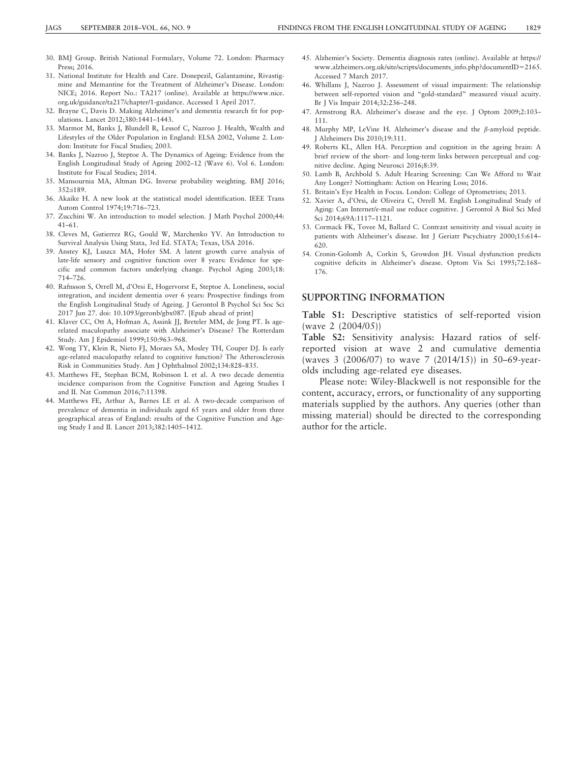30. BMJ Group. British National Formulary, Volume 72. London: Pharmacy Press; 2016.
31. National Institute for Health and Care. Donepezil, Galantamine, Rivastigmine and Memantine for the Treatment of Alzheimer's Disease. London: NICE; 2016. Report No.: TA217 (online). Available at https://www.nice.org.uk/guidance/ta217/chapter/1-guidance. Accessed 1 April 2017.
32. Brayne C, Davis D. Making Alzheimer's and dementia research fit for populations. Lancet 2012;380:1441–1443.
33. Marmot M, Banks J, Blundell R, Lessof C, Nazroo J. Health, Wealth and Lifestyles of the Older Population in England: ELSA 2002, Volume 2. London: Institute for Fiscal Studies; 2003.
34. Banks J, Nazroo J, Steptoe A. The Dynamics of Ageing: Evidence from the English Longitudinal Study of Ageing 2002–12 (Wave 6). Vol 6. London: Institute for Fiscal Studies; 2014.
35. Mansournia MA, Altman DG. Inverse probability weighting. BMJ 2016; 352:i189.
36. Akaike H. A new look at the statistical model identification. IEEE Trans Autom Control 1974;19:716–723.
37. Zucchini W. An introduction to model selection. J Math Psychol 2000;44: 41–61.
38. Cleves M, Gutierrez RG, Gould W, Marchenko YV. An Introduction to Survival Analysis Using Stata, 3rd Ed. STATA; Texas, USA 2016.
39. Anstey KJ, Luszcz MA, Hofer SM. A latent growth curve analysis of late-life sensory and cognitive function over 8 years: Evidence for specific and common factors underlying change. Psychol Aging 2003;18: 714–726.
40. Rafnsson S, Orrell M, d'Orsi E, Hogervorst E, Steptoe A. Loneliness, social integration, and incident dementia over 6 years: Prospective findings from the English Longitudinal Study of Ageing. J Gerontol B Psychol Sci Soc Sci 2017 Jun 27. doi: 10.1093/geronb/gbx087. [Epub ahead of print]
41. Klaver CC, Ott A, Hofman A, Assink JJ, Breteler MM, de Jong PT. Is age-related maculopathy associate with Alzheimer's Disease? The Rotterdam Study. Am J Epidemiol 1999;150:963–968.
42. Wong TY, Klein R, Nieto FJ, Moraes SA, Mosley TH, Couper DJ. Is early age-related maculopathy related to cognitive function? The Atherosclerosis Risk in Communities Study. Am J Ophthalmol 2002;134:828–835.
43. Matthews FE, Stephan BCM, Robinson L et al. A two decade dementia incidence comparison from the Cognitive Function and Ageing Studies I and II. Nat Commun 2016;7:11398.
44. Matthews FE, Arthur A, Barnes LE et al. A two-decade comparison of prevalence of dementia in individuals aged 65 years and older from three geographical areas of England: results of the Cognitive Function and Ageing Study I and II. Lancet 2013;382:1405–1412.
45. Alzhemier's Society. Dementia diagnosis rates (online). Available at https://www.alzheimers.org.uk/site/scripts/documents_info.php?documentID=2165. Accessed 7 March 2017.
46. Whillans J, Nazroo J. Assessment of visual impairment: The relationship between self-reported vision and "gold-standard" measured visual acuity. Br J Vis Impair 2014;32:236–248.
47. Armstrong RA. Alzheimer's disease and the eye. J Optom 2009;2:103–111.
48. Murphy MP, LeVine H. Alzheimer's disease and the $\beta$-amyloid peptide. J Alzheimers Dis 2010;19:311.
49. Roberts KL, Allen HA. Perception and cognition in the ageing brain: A brief review of the short- and long-term links between perceptual and cognitive decline. Aging Neurosci 2016;8:39.
50. Lamb B, Archbold S. Adult Hearing Screening: Can We Afford to Wait Any Longer? Nottingham: Action on Hearing Loss; 2016.
51. Britain's Eye Health in Focus. London: College of Optometrists; 2013.
52. Xavier A, d'Orsi, de Oliveira C, Orrell M. English Longitudinal Study of Aging: Can Internet/e-mail use reduce cognitive. J Gerontol A Biol Sci Med Sci 2014;69A:1117–1121.
53. Cormack FK, Tovee M, Ballard C. Contrast sensitivity and visual acuity in patients with Alzheimer's disease. Int J Geriatr Pscychiatry 2000;15:614–620.
54. Cronin-Golomb A, Corkin S, Growdon JH. Visual dysfunction predicts cognitive deficits in Alzheimer's disease. Optom Vis Sci 1995;72:168–176.

## SUPPORTING INFORMATION

**Table S1:** Descriptive statistics of self-reported vision (wave 2 (2004/05))

**Table S2:** Sensitivity analysis: Hazard ratios of self-reported vision at wave 2 and cumulative dementia (waves 3 (2006/07) to wave 7 (2014/15)) in 50–69-year-olds including age-related eye diseases.

Please note: Wiley-Blackwell is not responsible for the content, accuracy, errors, or functionality of any supporting materials supplied by the authors. Any queries (other than missing material) should be directed to the corresponding author for the article.